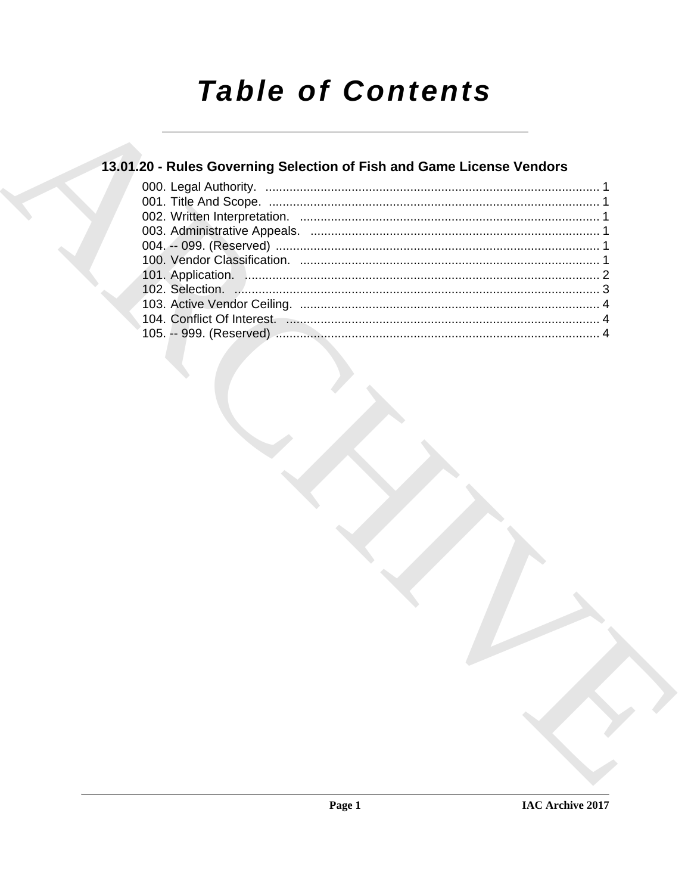# *Table of Contents*

## 13.01.20 - Rules Governing Selection of Fish and Game License Vendors

000. Legal Authority. ................................................................................................ 1
001. Title And Scope. ................................................................................................ 1
002. Written Interpretation. ....................................................................................... 1
003. Administrative Appeals. .................................................................................... 1
004. -- 099. (Reserved) .............................................................................................. 1
100. Vendor Classification. ....................................................................................... 1
101. Application. ....................................................................................................... 2
102. Selection. .......................................................................................................... 3
103. Active Vendor Ceiling. ...................................................................................... 4
104. Conflict Of Interest. ........................................................................................... 4
105. -- 999. (Reserved) .............................................................................................. 4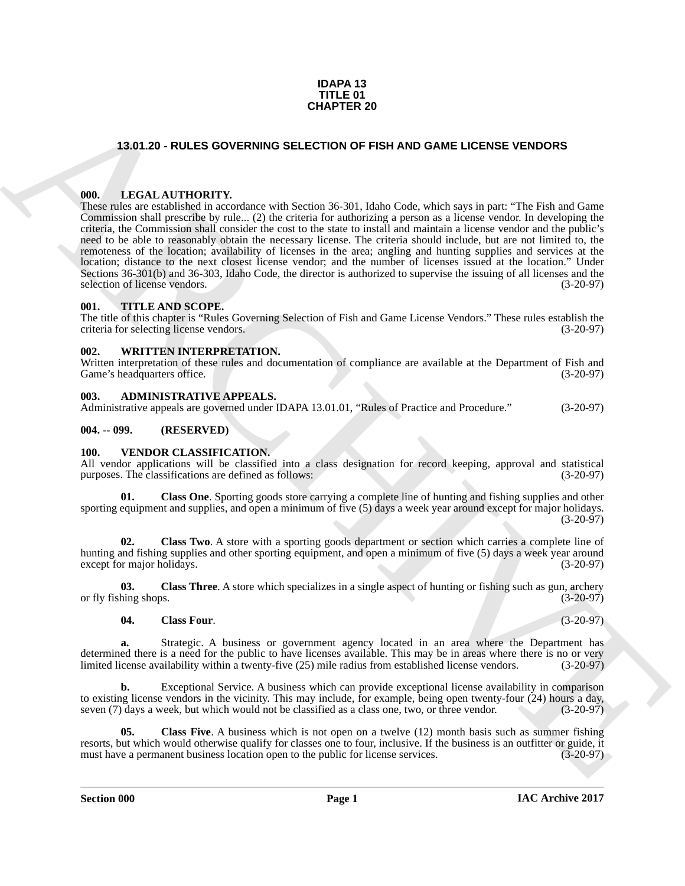# IDAPA 13
# TITLE 01
# CHAPTER 20

## 13.01.20 - RULES GOVERNING SELECTION OF FISH AND GAME LICENSE VENDORS

### 000. LEGAL AUTHORITY.

These rules are established in accordance with Section 36-301, Idaho Code, which says in part: "The Fish and Game Commission shall prescribe by rule... (2) the criteria for authorizing a person as a license vendor. In developing the criteria, the Commission shall consider the cost to the state to install and maintain a license vendor and the public's need to be able to reasonably obtain the necessary license. The criteria should include, but are not limited to, the remoteness of the location; availability of licenses in the area; angling and hunting supplies and services at the location; distance to the next closest license vendor; and the number of licenses issued at the location." Under Sections 36-301(b) and 36-303, Idaho Code, the director is authorized to supervise the issuing of all licenses and the selection of license vendors. (3-20-97)

### 001. TITLE AND SCOPE.

The title of this chapter is "Rules Governing Selection of Fish and Game License Vendors." These rules establish the criteria for selecting license vendors. (3-20-97)

### 002. WRITTEN INTERPRETATION.

Written interpretation of these rules and documentation of compliance are available at the Department of Fish and Game's headquarters office. (3-20-97)

### 003. ADMINISTRATIVE APPEALS.

Administrative appeals are governed under IDAPA 13.01.01, "Rules of Practice and Procedure." (3-20-97)

### 004. -- 099. (RESERVED)

### 100. VENDOR CLASSIFICATION.

All vendor applications will be classified into a class designation for record keeping, approval and statistical purposes. The classifications are defined as follows: (3-20-97)

**01. Class One**. Sporting goods store carrying a complete line of hunting and fishing supplies and other sporting equipment and supplies, and open a minimum of five (5) days a week year around except for major holidays. (3-20-97)

**02. Class Two**. A store with a sporting goods department or section which carries a complete line of hunting and fishing supplies and other sporting equipment, and open a minimum of five (5) days a week year around except for major holidays. (3-20-97)

**03. Class Three**. A store which specializes in a single aspect of hunting or fishing such as gun, archery or fly fishing shops. (3-20-97)

**04. Class Four**. (3-20-97)

**a.** Strategic. A business or government agency located in an area where the Department has determined there is a need for the public to have licenses available. This may be in areas where there is no or very limited license availability within a twenty-five (25) mile radius from established license vendors. (3-20-97)

**b.** Exceptional Service. A business which can provide exceptional license availability in comparison to existing license vendors in the vicinity. This may include, for example, being open twenty-four (24) hours a day, seven (7) days a week, but which would not be classified as a class one, two, or three vendor. (3-20-97)

**05. Class Five**. A business which is not open on a twelve (12) month basis such as summer fishing resorts, but which would otherwise qualify for classes one to four, inclusive. If the business is an outfitter or guide, it must have a permanent business location open to the public for license services. (3-20-97)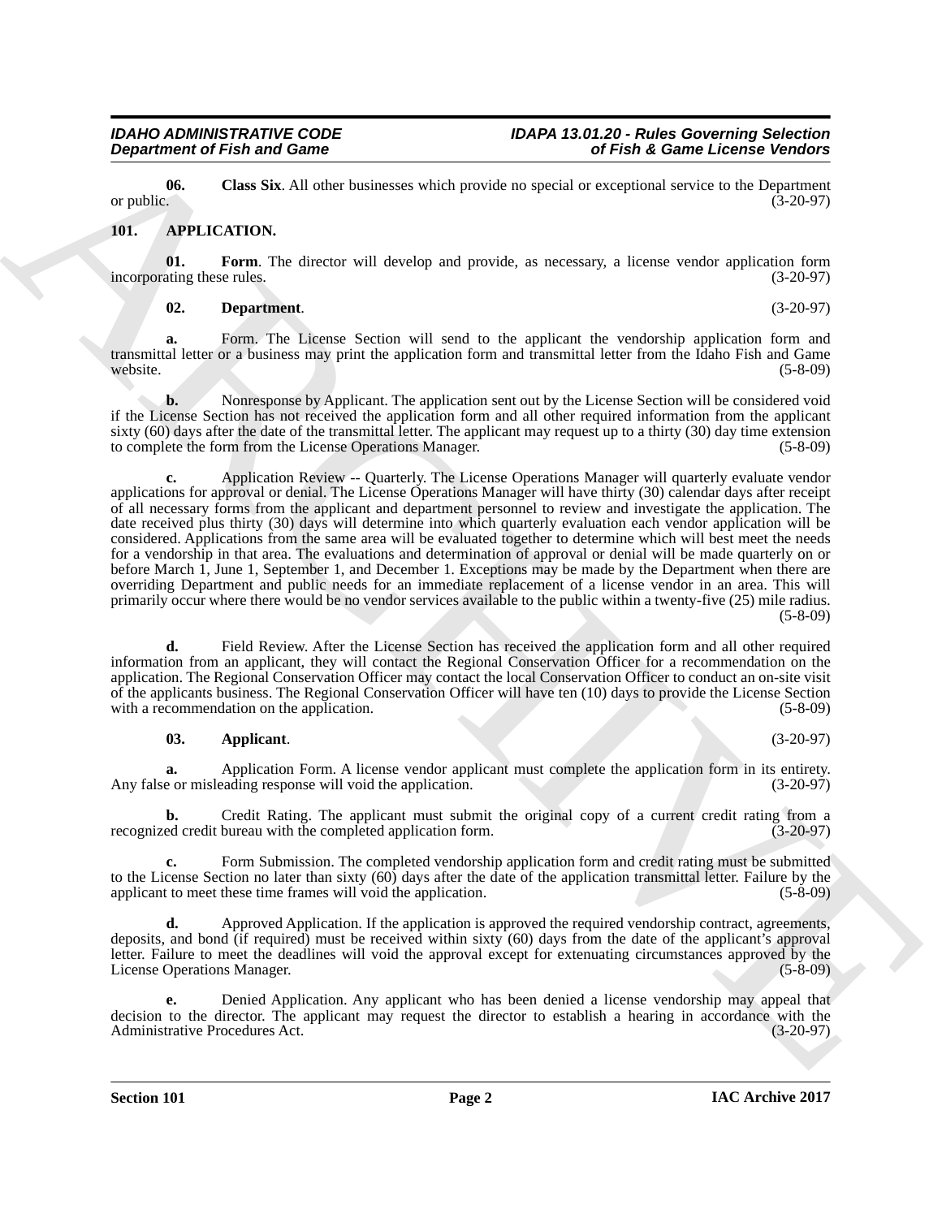**06. Class Six**. All other businesses which provide no special or exceptional service to the Department or public. (3-20-97)

## 101. APPLICATION.

**01. Form**. The director will develop and provide, as necessary, a license vendor application form incorporating these rules. (3-20-97)

**02. Department**. (3-20-97)

**a.** Form. The License Section will send to the applicant the vendorship application form and transmittal letter or a business may print the application form and transmittal letter from the Idaho Fish and Game website. (5-8-09)

**b.** Nonresponse by Applicant. The application sent out by the License Section will be considered void if the License Section has not received the application form and all other required information from the applicant sixty (60) days after the date of the transmittal letter. The applicant may request up to a thirty (30) day time extension to complete the form from the License Operations Manager. (5-8-09)

**c.** Application Review -- Quarterly. The License Operations Manager will quarterly evaluate vendor applications for approval or denial. The License Operations Manager will have thirty (30) calendar days after receipt of all necessary forms from the applicant and department personnel to review and investigate the application. The date received plus thirty (30) days will determine into which quarterly evaluation each vendor application will be considered. Applications from the same area will be evaluated together to determine which will best meet the needs for a vendorship in that area. The evaluations and determination of approval or denial will be made quarterly on or before March 1, June 1, September 1, and December 1. Exceptions may be made by the Department when there are overriding Department and public needs for an immediate replacement of a license vendor in an area. This will primarily occur where there would be no vendor services available to the public within a twenty-five (25) mile radius. (5-8-09)

**d.** Field Review. After the License Section has received the application form and all other required information from an applicant, they will contact the Regional Conservation Officer for a recommendation on the application. The Regional Conservation Officer may contact the local Conservation Officer to conduct an on-site visit of the applicants business. The Regional Conservation Officer will have ten (10) days to provide the License Section with a recommendation on the application. (5-8-09)

**03. Applicant**. (3-20-97)

**a.** Application Form. A license vendor applicant must complete the application form in its entirety. Any false or misleading response will void the application. (3-20-97)

**b.** Credit Rating. The applicant must submit the original copy of a current credit rating from a recognized credit bureau with the completed application form. (3-20-97)

**c.** Form Submission. The completed vendorship application form and credit rating must be submitted to the License Section no later than sixty (60) days after the date of the application transmittal letter. Failure by the applicant to meet these time frames will void the application. (5-8-09)

**d.** Approved Application. If the application is approved the required vendorship contract, agreements, deposits, and bond (if required) must be received within sixty (60) days from the date of the applicant's approval letter. Failure to meet the deadlines will void the approval except for extenuating circumstances approved by the License Operations Manager. (5-8-09)

**e.** Denied Application. Any applicant who has been denied a license vendorship may appeal that decision to the director. The applicant may request the director to establish a hearing in accordance with the Administrative Procedures Act. (3-20-97)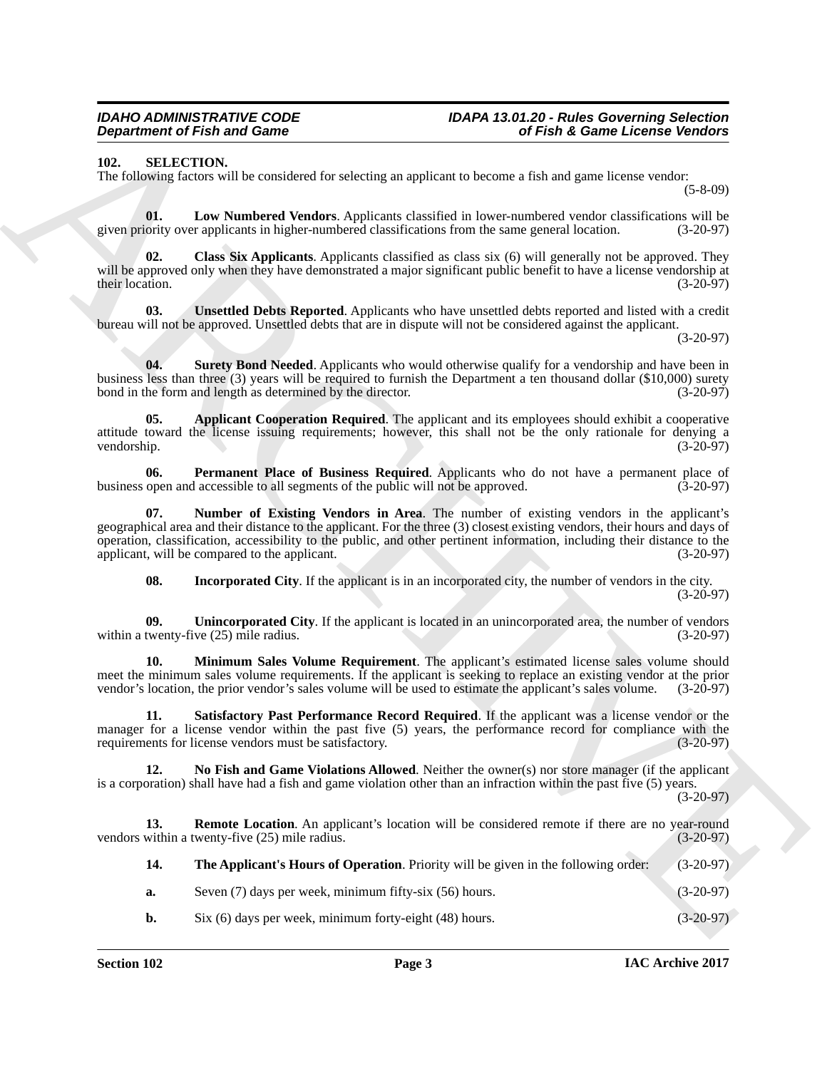## 102. SELECTION.

The following factors will be considered for selecting an applicant to become a fish and game license vendor: (5-8-09)

**01. Low Numbered Vendors**. Applicants classified in lower-numbered vendor classifications will be given priority over applicants in higher-numbered classifications from the same general location. (3-20-97)

**02. Class Six Applicants**. Applicants classified as class six (6) will generally not be approved. They will be approved only when they have demonstrated a major significant public benefit to have a license vendorship at their location. (3-20-97)

**03. Unsettled Debts Reported**. Applicants who have unsettled debts reported and listed with a credit bureau will not be approved. Unsettled debts that are in dispute will not be considered against the applicant. (3-20-97)

**04. Surety Bond Needed**. Applicants who would otherwise qualify for a vendorship and have been in business less than three (3) years will be required to furnish the Department a ten thousand dollar ($10,000) surety bond in the form and length as determined by the director. (3-20-97)

**05. Applicant Cooperation Required**. The applicant and its employees should exhibit a cooperative attitude toward the license issuing requirements; however, this shall not be the only rationale for denying a vendorship. (3-20-97)

**06. Permanent Place of Business Required**. Applicants who do not have a permanent place of business open and accessible to all segments of the public will not be approved. (3-20-97)

**07. Number of Existing Vendors in Area**. The number of existing vendors in the applicant's geographical area and their distance to the applicant. For the three (3) closest existing vendors, their hours and days of operation, classification, accessibility to the public, and other pertinent information, including their distance to the applicant, will be compared to the applicant. (3-20-97)

**08. Incorporated City**. If the applicant is in an incorporated city, the number of vendors in the city. (3-20-97)

**09. Unincorporated City**. If the applicant is located in an unincorporated area, the number of vendors within a twenty-five (25) mile radius. (3-20-97)

**10. Minimum Sales Volume Requirement**. The applicant's estimated license sales volume should meet the minimum sales volume requirements. If the applicant is seeking to replace an existing vendor at the prior vendor's location, the prior vendor's sales volume will be used to estimate the applicant's sales volume. (3-20-97)

**11. Satisfactory Past Performance Record Required**. If the applicant was a license vendor or the manager for a license vendor within the past five (5) years, the performance record for compliance with the requirements for license vendors must be satisfactory. (3-20-97)

**12. No Fish and Game Violations Allowed**. Neither the owner(s) nor store manager (if the applicant is a corporation) shall have had a fish and game violation other than an infraction within the past five (5) years. (3-20-97)

**13. Remote Location**. An applicant's location will be considered remote if there are no year-round vendors within a twenty-five (25) mile radius. (3-20-97)

**14. The Applicant's Hours of Operation**. Priority will be given in the following order: (3-20-97)

**a.** Seven (7) days per week, minimum fifty-six (56) hours. (3-20-97)

**b.** Six (6) days per week, minimum forty-eight (48) hours. (3-20-97)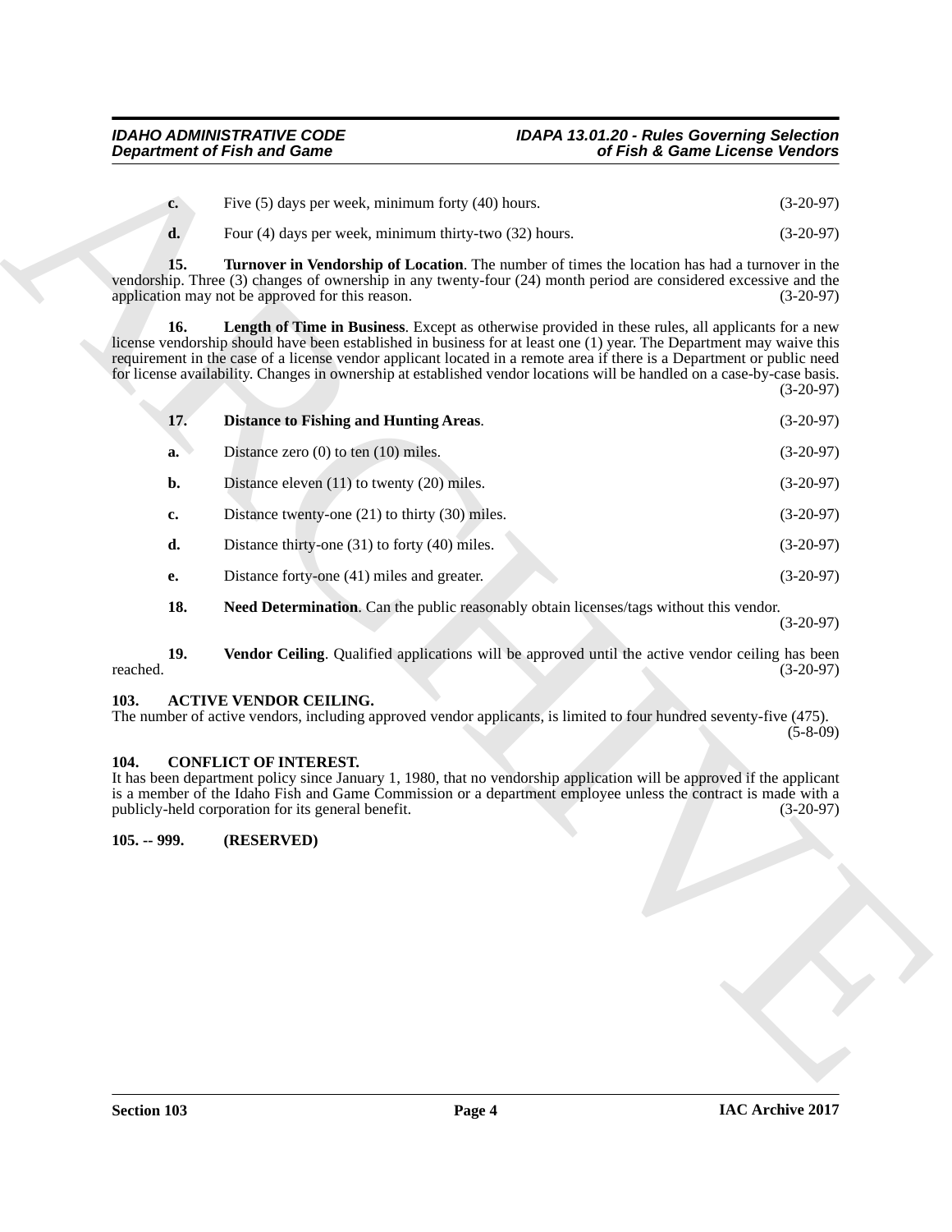**c.** Five (5) days per week, minimum forty (40) hours. (3-20-97)

**d.** Four (4) days per week, minimum thirty-two (32) hours. (3-20-97)

**15. Turnover in Vendorship of Location**. The number of times the location has had a turnover in the vendorship. Three (3) changes of ownership in any twenty-four (24) month period are considered excessive and the application may not be approved for this reason. (3-20-97)

**16. Length of Time in Business**. Except as otherwise provided in these rules, all applicants for a new license vendorship should have been established in business for at least one (1) year. The Department may waive this requirement in the case of a license vendor applicant located in a remote area if there is a Department or public need for license availability. Changes in ownership at established vendor locations will be handled on a case-by-case basis. (3-20-97)

**17. Distance to Fishing and Hunting Areas**. (3-20-97)

**a.** Distance zero (0) to ten (10) miles. (3-20-97)

**b.** Distance eleven (11) to twenty (20) miles. (3-20-97)

**c.** Distance twenty-one (21) to thirty (30) miles. (3-20-97)

**d.** Distance thirty-one (31) to forty (40) miles. (3-20-97)

**e.** Distance forty-one (41) miles and greater. (3-20-97)

**18. Need Determination**. Can the public reasonably obtain licenses/tags without this vendor. (3-20-97)

**19. Vendor Ceiling**. Qualified applications will be approved until the active vendor ceiling has been reached. (3-20-97)

### 103. ACTIVE VENDOR CEILING.

The number of active vendors, including approved vendor applicants, is limited to four hundred seventy-five (475). (5-8-09)

### 104. CONFLICT OF INTEREST.

It has been department policy since January 1, 1980, that no vendorship application will be approved if the applicant is a member of the Idaho Fish and Game Commission or a department employee unless the contract is made with a publicly-held corporation for its general benefit. (3-20-97)

### 105. -- 999. (RESERVED)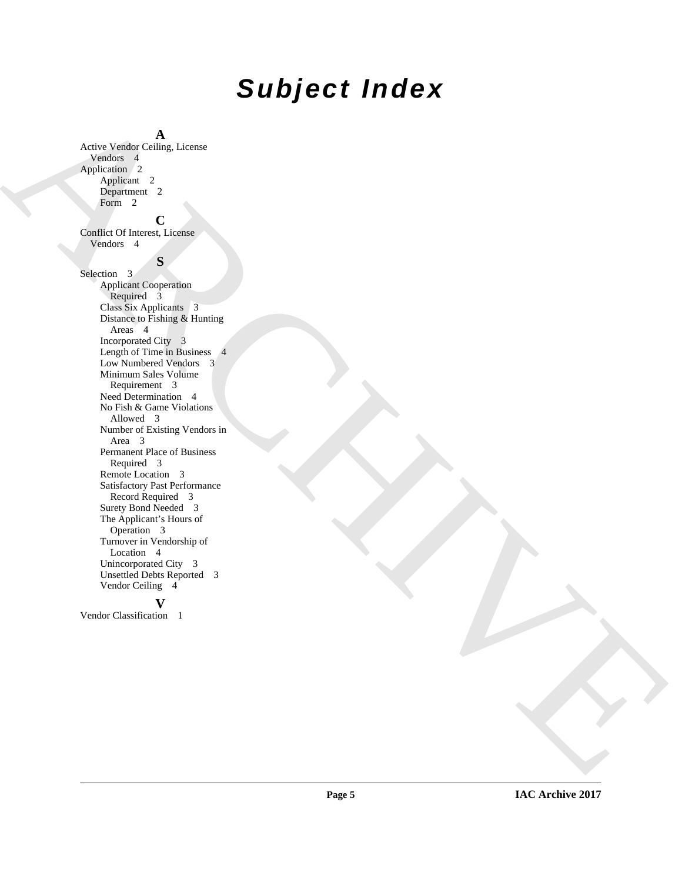# *Subject Index*

**A**

Active Vendor Ceiling, License Vendors 4

Application 2
- Applicant 2
- Department 2
- Form 2

**C**

Conflict Of Interest, License Vendors 4

**S**

Selection 3
- Applicant Cooperation Required 3
- Class Six Applicants 3
- Distance to Fishing & Hunting Areas 4
- Incorporated City 3
- Length of Time in Business 4
- Low Numbered Vendors 3
- Minimum Sales Volume Requirement 3
- Need Determination 4
- No Fish & Game Violations Allowed 3
- Number of Existing Vendors in Area 3
- Permanent Place of Business Required 3
- Remote Location 3
- Satisfactory Past Performance Record Required 3
- Surety Bond Needed 3
- The Applicant's Hours of Operation 3
- Turnover in Vendorship of Location 4
- Unincorporated City 3
- Unsettled Debts Reported 3
- Vendor Ceiling 4

**V**

Vendor Classification 1